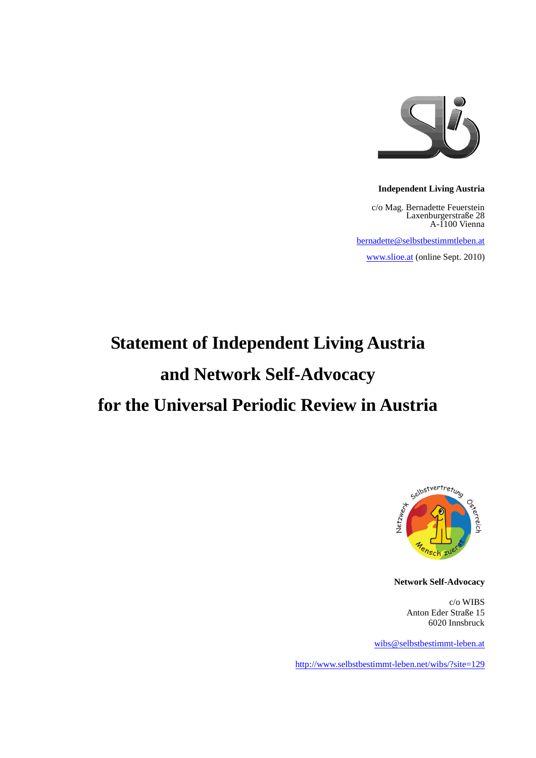**Independent Living Austria**

c/o Mag. Bernadette Feuerstein
Laxenburgerstraße 28
A-1100 Vienna

bernadette@selbstbestimmtleben.at

www.slioe.at (online Sept. 2010)

# Statement of Independent Living Austria and Network Self-Advocacy for the Universal Periodic Review in Austria

**Network Self-Advocacy**

c/o WIBS
Anton Eder Straße 15
6020 Innsbruck

wibs@selbstbestimmt-leben.at

http://www.selbstbestimmt-leben.net/wibs/?site=129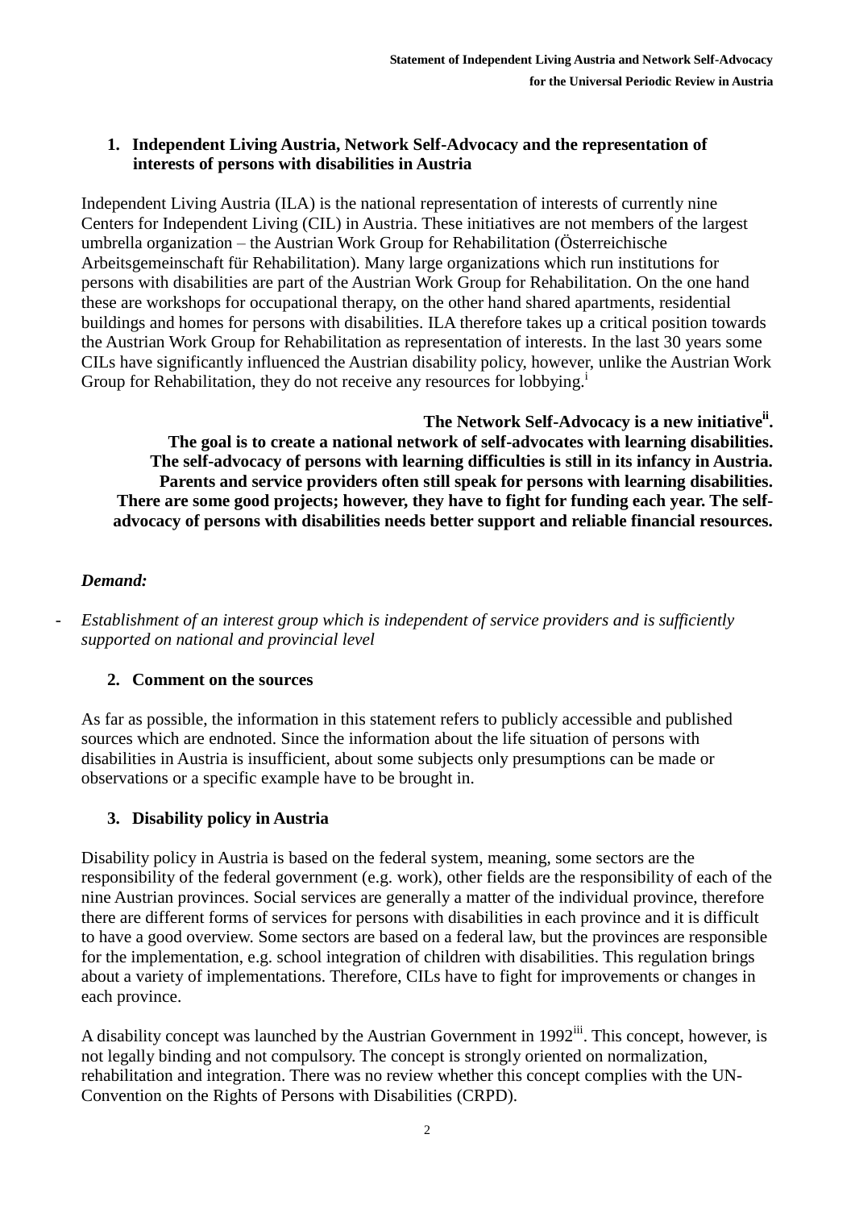## 1. Independent Living Austria, Network Self-Advocacy and the representation of interests of persons with disabilities in Austria

Independent Living Austria (ILA) is the national representation of interests of currently nine Centers for Independent Living (CIL) in Austria. These initiatives are not members of the largest umbrella organization – the Austrian Work Group for Rehabilitation (Österreichische Arbeitsgemeinschaft für Rehabilitation). Many large organizations which run institutions for persons with disabilities are part of the Austrian Work Group for Rehabilitation. On the one hand these are workshops for occupational therapy, on the other hand shared apartments, residential buildings and homes for persons with disabilities. ILA therefore takes up a critical position towards the Austrian Work Group for Rehabilitation as representation of interests. In the last 30 years some CILs have significantly influenced the Austrian disability policy, however, unlike the Austrian Work Group for Rehabilitation, they do not receive any resources for lobbying.[i]

**The Network Self-Advocacy is a new initiative[ii]. The goal is to create a national network of self-advocates with learning disabilities. The self-advocacy of persons with learning difficulties is still in its infancy in Austria. Parents and service providers often still speak for persons with learning disabilities. There are some good projects; however, they have to fight for funding each year. The self-advocacy of persons with disabilities needs better support and reliable financial resources.**

***Demand:***

- *Establishment of an interest group which is independent of service providers and is sufficiently supported on national and provincial level*

## 2. Comment on the sources

As far as possible, the information in this statement refers to publicly accessible and published sources which are endnoted. Since the information about the life situation of persons with disabilities in Austria is insufficient, about some subjects only presumptions can be made or observations or a specific example have to be brought in.

## 3. Disability policy in Austria

Disability policy in Austria is based on the federal system, meaning, some sectors are the responsibility of the federal government (e.g. work), other fields are the responsibility of each of the nine Austrian provinces. Social services are generally a matter of the individual province, therefore there are different forms of services for persons with disabilities in each province and it is difficult to have a good overview. Some sectors are based on a federal law, but the provinces are responsible for the implementation, e.g. school integration of children with disabilities. This regulation brings about a variety of implementations. Therefore, CILs have to fight for improvements or changes in each province.

A disability concept was launched by the Austrian Government in 1992[iii]. This concept, however, is not legally binding and not compulsory. The concept is strongly oriented on normalization, rehabilitation and integration. There was no review whether this concept complies with the UN-Convention on the Rights of Persons with Disabilities (CRPD).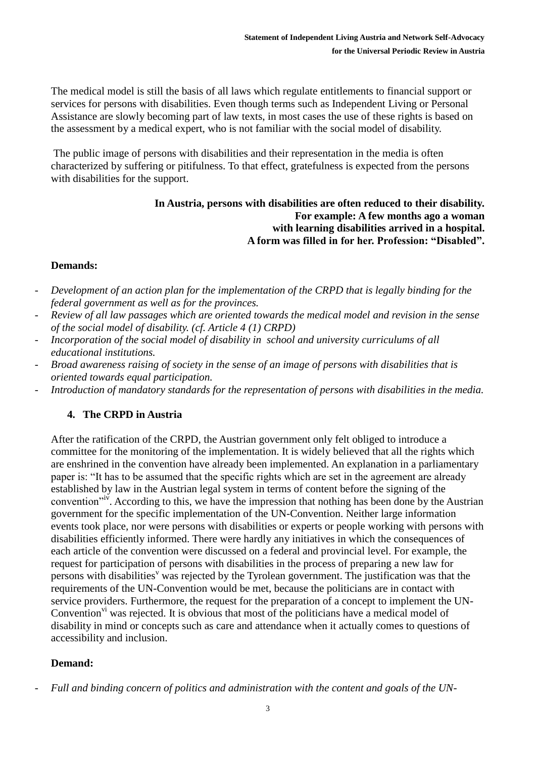The medical model is still the basis of all laws which regulate entitlements to financial support or services for persons with disabilities. Even though terms such as Independent Living or Personal Assistance are slowly becoming part of law texts, in most cases the use of these rights is based on the assessment by a medical expert, who is not familiar with the social model of disability.

The public image of persons with disabilities and their representation in the media is often characterized by suffering or pitifulness. To that effect, gratefulness is expected from the persons with disabilities for the support.

**In Austria, persons with disabilities are often reduced to their disability. For example: A few months ago a woman with learning disabilities arrived in a hospital. A form was filled in for her. Profession: "Disabled".**

**Demands:**

- *Development of an action plan for the implementation of the CRPD that is legally binding for the federal government as well as for the provinces.*
- *Review of all law passages which are oriented towards the medical model and revision in the sense of the social model of disability. (cf. Article 4 (1) CRPD)*
- *Incorporation of the social model of disability in school and university curriculums of all educational institutions.*
- *Broad awareness raising of society in the sense of an image of persons with disabilities that is oriented towards equal participation.*
- *Introduction of mandatory standards for the representation of persons with disabilities in the media.*

## 4. The CRPD in Austria

After the ratification of the CRPD, the Austrian government only felt obliged to introduce a committee for the monitoring of the implementation. It is widely believed that all the rights which are enshrined in the convention have already been implemented. An explanation in a parliamentary paper is: "It has to be assumed that the specific rights which are set in the agreement are already established by law in the Austrian legal system in terms of content before the signing of the convention"[iv]. According to this, we have the impression that nothing has been done by the Austrian government for the specific implementation of the UN-Convention. Neither large information events took place, nor were persons with disabilities or experts or people working with persons with disabilities efficiently informed. There were hardly any initiatives in which the consequences of each article of the convention were discussed on a federal and provincial level. For example, the request for participation of persons with disabilities in the process of preparing a new law for persons with disabilities[v] was rejected by the Tyrolean government. The justification was that the requirements of the UN-Convention would be met, because the politicians are in contact with service providers. Furthermore, the request for the preparation of a concept to implement the UN-Convention[vi] was rejected. It is obvious that most of the politicians have a medical model of disability in mind or concepts such as care and attendance when it actually comes to questions of accessibility and inclusion.

**Demand:**

- *Full and binding concern of politics and administration with the content and goals of the UN-*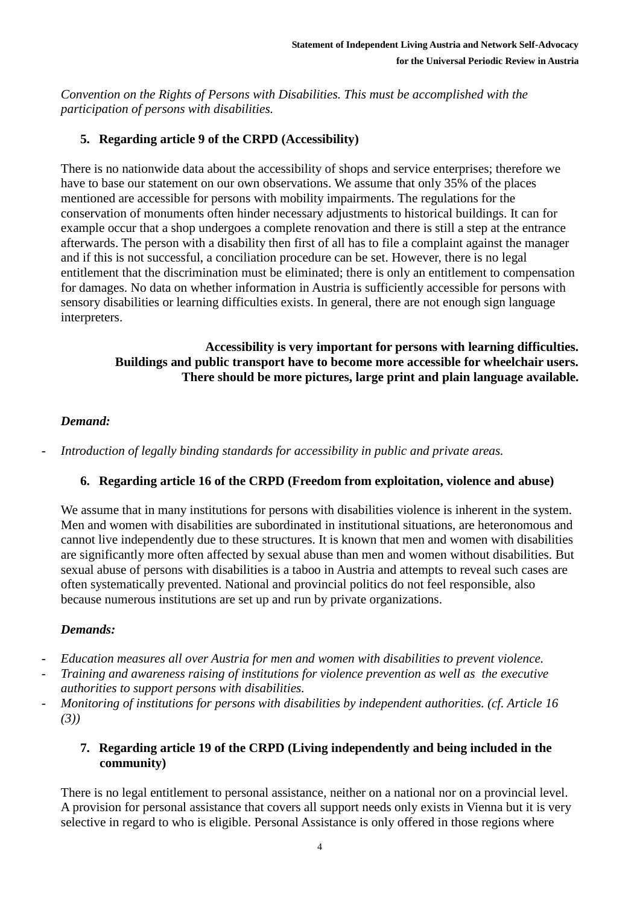*Convention on the Rights of Persons with Disabilities. This must be accomplished with the participation of persons with disabilities.*

## 5. Regarding article 9 of the CRPD (Accessibility)

There is no nationwide data about the accessibility of shops and service enterprises; therefore we have to base our statement on our own observations. We assume that only 35% of the places mentioned are accessible for persons with mobility impairments. The regulations for the conservation of monuments often hinder necessary adjustments to historical buildings. It can for example occur that a shop undergoes a complete renovation and there is still a step at the entrance afterwards. The person with a disability then first of all has to file a complaint against the manager and if this is not successful, a conciliation procedure can be set. However, there is no legal entitlement that the discrimination must be eliminated; there is only an entitlement to compensation for damages. No data on whether information in Austria is sufficiently accessible for persons with sensory disabilities or learning difficulties exists. In general, there are not enough sign language interpreters.

**Accessibility is very important for persons with learning difficulties.**
**Buildings and public transport have to become more accessible for wheelchair users.**
**There should be more pictures, large print and plain language available.**

***Demand:***

- *Introduction of legally binding standards for accessibility in public and private areas.*

## 6. Regarding article 16 of the CRPD (Freedom from exploitation, violence and abuse)

We assume that in many institutions for persons with disabilities violence is inherent in the system. Men and women with disabilities are subordinated in institutional situations, are heteronomous and cannot live independently due to these structures. It is known that men and women with disabilities are significantly more often affected by sexual abuse than men and women without disabilities. But sexual abuse of persons with disabilities is a taboo in Austria and attempts to reveal such cases are often systematically prevented. National and provincial politics do not feel responsible, also because numerous institutions are set up and run by private organizations.

***Demands:***

- *Education measures all over Austria for men and women with disabilities to prevent violence.*
- *Training and awareness raising of institutions for violence prevention as well as the executive authorities to support persons with disabilities.*
- *Monitoring of institutions for persons with disabilities by independent authorities. (cf. Article 16 (3))*

## 7. Regarding article 19 of the CRPD (Living independently and being included in the community)

There is no legal entitlement to personal assistance, neither on a national nor on a provincial level. A provision for personal assistance that covers all support needs only exists in Vienna but it is very selective in regard to who is eligible. Personal Assistance is only offered in those regions where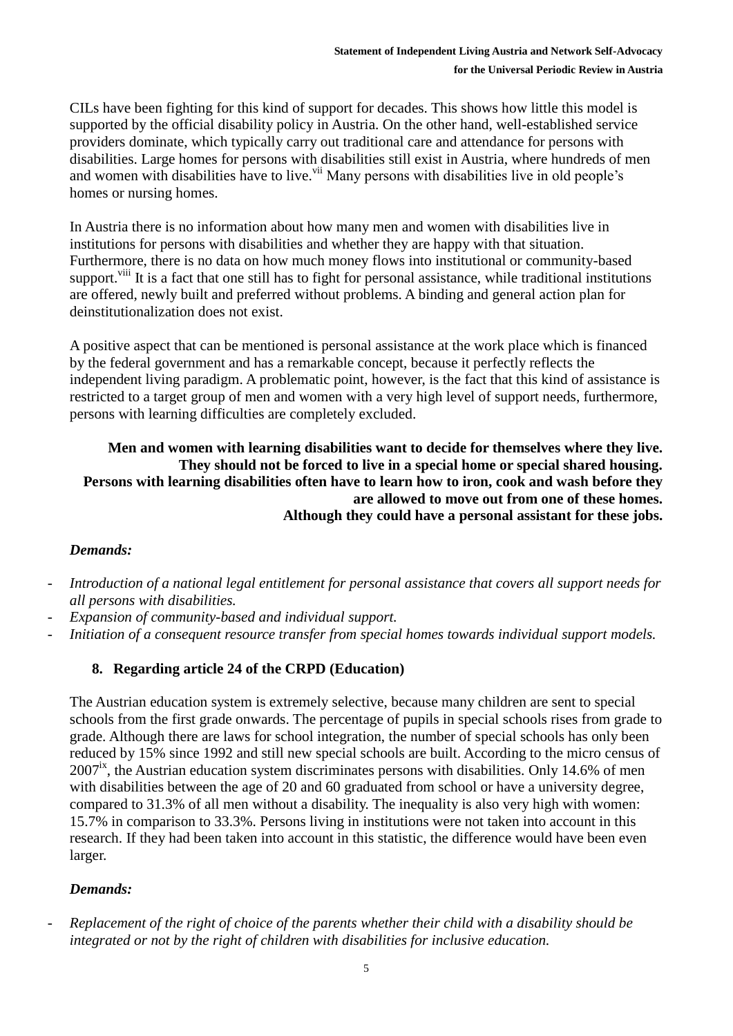CILs have been fighting for this kind of support for decades. This shows how little this model is supported by the official disability policy in Austria. On the other hand, well-established service providers dominate, which typically carry out traditional care and attendance for persons with disabilities. Large homes for persons with disabilities still exist in Austria, where hundreds of men and women with disabilities have to live.[vii] Many persons with disabilities live in old people's homes or nursing homes.

In Austria there is no information about how many men and women with disabilities live in institutions for persons with disabilities and whether they are happy with that situation. Furthermore, there is no data on how much money flows into institutional or community-based support.[viii] It is a fact that one still has to fight for personal assistance, while traditional institutions are offered, newly built and preferred without problems. A binding and general action plan for deinstitutionalization does not exist.

A positive aspect that can be mentioned is personal assistance at the work place which is financed by the federal government and has a remarkable concept, because it perfectly reflects the independent living paradigm. A problematic point, however, is the fact that this kind of assistance is restricted to a target group of men and women with a very high level of support needs, furthermore, persons with learning difficulties are completely excluded.

**Men and women with learning disabilities want to decide for themselves where they live. They should not be forced to live in a special home or special shared housing. Persons with learning disabilities often have to learn how to iron, cook and wash before they are allowed to move out from one of these homes. Although they could have a personal assistant for these jobs.**

***Demands:***

- *Introduction of a national legal entitlement for personal assistance that covers all support needs for all persons with disabilities.*
- *Expansion of community-based and individual support.*
- *Initiation of a consequent resource transfer from special homes towards individual support models.*

## 8. Regarding article 24 of the CRPD (Education)

The Austrian education system is extremely selective, because many children are sent to special schools from the first grade onwards. The percentage of pupils in special schools rises from grade to grade. Although there are laws for school integration, the number of special schools has only been reduced by 15% since 1992 and still new special schools are built. According to the micro census of 2007[ix], the Austrian education system discriminates persons with disabilities. Only 14.6% of men with disabilities between the age of 20 and 60 graduated from school or have a university degree, compared to 31.3% of all men without a disability. The inequality is also very high with women: 15.7% in comparison to 33.3%. Persons living in institutions were not taken into account in this research. If they had been taken into account in this statistic, the difference would have been even larger.

***Demands:***

- *Replacement of the right of choice of the parents whether their child with a disability should be integrated or not by the right of children with disabilities for inclusive education.*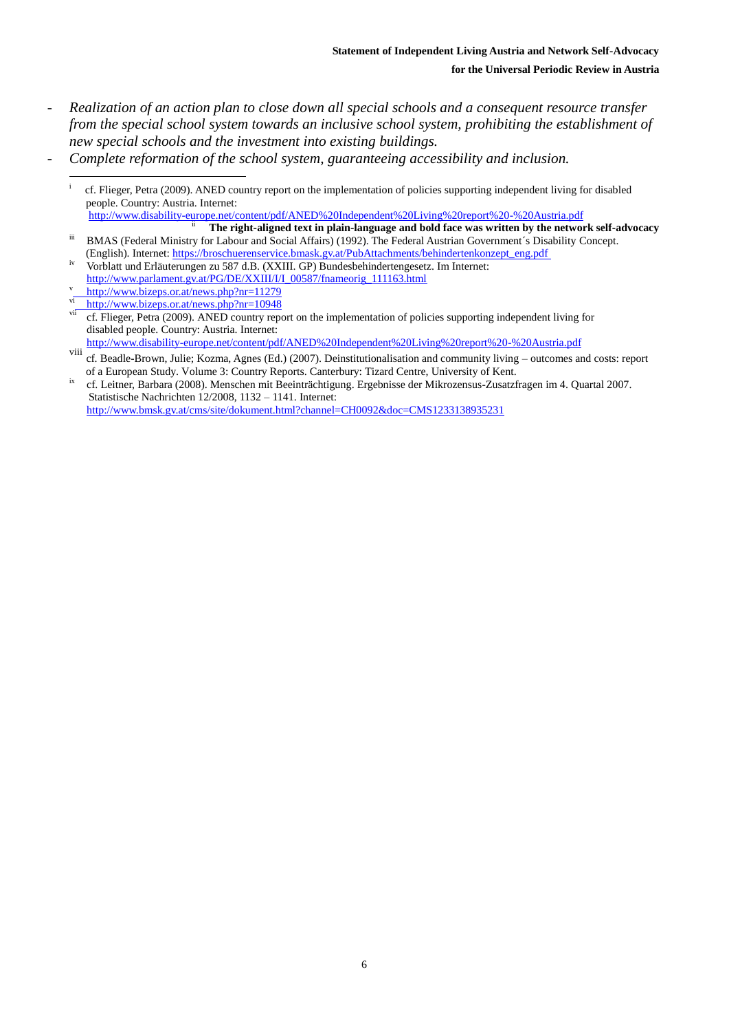- *Realization of an action plan to close down all special schools and a consequent resource transfer from the special school system towards an inclusive school system, prohibiting the establishment of new special schools and the investment into existing buildings.*
- *Complete reformation of the school system, guaranteeing accessibility and inclusion.*

---

[i] cf. Flieger, Petra (2009). ANED country report on the implementation of policies supporting independent living for disabled people. Country: Austria. Internet: http://www.disability-europe.net/content/pdf/ANED%20Independent%20Living%20report%20-%20Austria.pdf

[ii] **The right-aligned text in plain-language and bold face was written by the network self-advocacy**

[iii] BMAS (Federal Ministry for Labour and Social Affairs) (1992). The Federal Austrian Government´s Disability Concept. (English). Internet: https://broschuerenservice.bmask.gv.at/PubAttachments/behindertenkonzept_eng.pdf

[iv] Vorblatt und Erläuterungen zu 587 d.B. (XXIII. GP) Bundesbehindertengesetz. Im Internet: http://www.parlament.gv.at/PG/DE/XXIII/I/I_00587/fnameorig_111163.html

[v] http://www.bizeps.or.at/news.php?nr=11279

[vi] http://www.bizeps.or.at/news.php?nr=10948

[vii] cf. Flieger, Petra (2009). ANED country report on the implementation of policies supporting independent living for disabled people. Country: Austria. Internet: http://www.disability-europe.net/content/pdf/ANED%20Independent%20Living%20report%20-%20Austria.pdf

[viii] cf. Beadle-Brown, Julie; Kozma, Agnes (Ed.) (2007). Deinstitutionalisation and community living – outcomes and costs: report of a European Study. Volume 3: Country Reports. Canterbury: Tizard Centre, University of Kent.

[ix] cf. Leitner, Barbara (2008). Menschen mit Beeinträchtigung. Ergebnisse der Mikrozensus-Zusatzfragen im 4. Quartal 2007. Statistische Nachrichten 12/2008, 1132 – 1141. Internet: http://www.bmsk.gv.at/cms/site/dokument.html?channel=CH0092&doc=CMS1233138935231